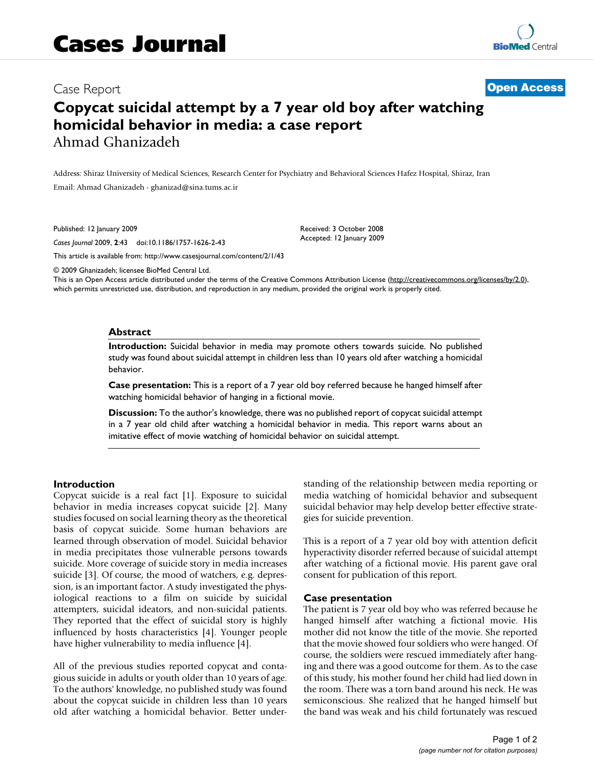# Cases Journal

Case Report

**Open Access**

# Copycat suicidal attempt by a 7 year old boy after watching homicidal behavior in media: a case report

Ahmad Ghanizadeh

Address: Shiraz University of Medical Sciences, Research Center for Psychiatry and Behavioral Sciences Hafez Hospital, Shiraz, Iran

Email: Ahmad Ghanizadeh - ghanizad@sina.tums.ac.ir

Published: 12 January 2009

*Cases Journal* 2009, **2**:43 doi:10.1186/1757-1626-2-43

Received: 3 October 2008

Accepted: 12 January 2009

This article is available from: http://www.casesjournal.com/content/2/1/43

© 2009 Ghanizadeh; licensee BioMed Central Ltd.

This is an Open Access article distributed under the terms of the Creative Commons Attribution License (http://creativecommons.org/licenses/by/2.0), which permits unrestricted use, distribution, and reproduction in any medium, provided the original work is properly cited.

## Abstract

**Introduction:** Suicidal behavior in media may promote others towards suicide. No published study was found about suicidal attempt in children less than 10 years old after watching a homicidal behavior.

**Case presentation:** This is a report of a 7 year old boy referred because he hanged himself after watching homicidal behavior of hanging in a fictional movie.

**Discussion:** To the author's knowledge, there was no published report of copycat suicidal attempt in a 7 year old child after watching a homicidal behavior in media. This report warns about an imitative effect of movie watching of homicidal behavior on suicidal attempt.

## Introduction

Copycat suicide is a real fact [1]. Exposure to suicidal behavior in media increases copycat suicide [2]. Many studies focused on social learning theory as the theoretical basis of copycat suicide. Some human behaviors are learned through observation of model. Suicidal behavior in media precipitates those vulnerable persons towards suicide. More coverage of suicide story in media increases suicide [3]. Of course, the mood of watchers, e.g. depression, is an important factor. A study investigated the physiological reactions to a film on suicide by suicidal attempters, suicidal ideators, and non-suicidal patients. They reported that the effect of suicidal story is highly influenced by hosts characteristics [4]. Younger people have higher vulnerability to media influence [4].

All of the previous studies reported copycat and contagious suicide in adults or youth older than 10 years of age. To the authors' knowledge, no published study was found about the copycat suicide in children less than 10 years old after watching a homicidal behavior. Better understanding of the relationship between media reporting or media watching of homicidal behavior and subsequent suicidal behavior may help develop better effective strategies for suicide prevention.

This is a report of a 7 year old boy with attention deficit hyperactivity disorder referred because of suicidal attempt after watching of a fictional movie. His parent gave oral consent for publication of this report.

## Case presentation

The patient is 7 year old boy who was referred because he hanged himself after watching a fictional movie. His mother did not know the title of the movie. She reported that the movie showed four soldiers who were hanged. Of course, the soldiers were rescued immediately after hanging and there was a good outcome for them. As to the case of this study, his mother found her child had lied down in the room. There was a torn band around his neck. He was semiconscious. She realized that he hanged himself but the band was weak and his child fortunately was rescued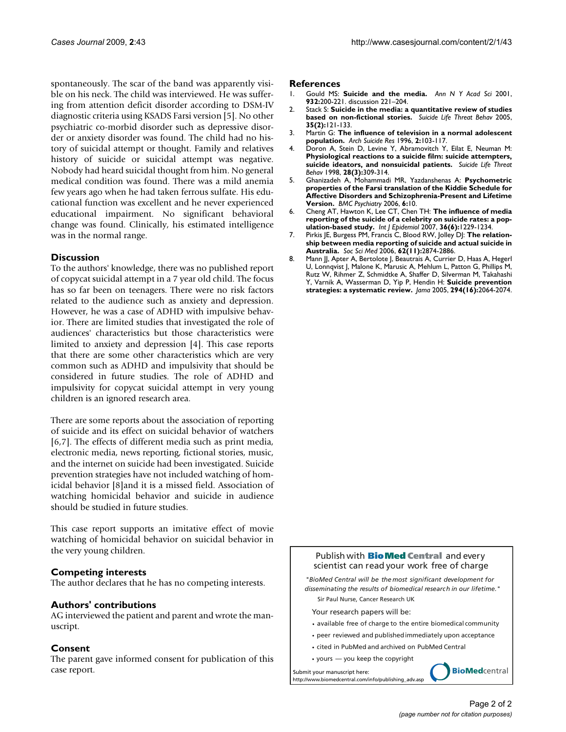spontaneously. The scar of the band was apparently visible on his neck. The child was interviewed. He was suffering from attention deficit disorder according to DSM-IV diagnostic criteria using KSADS Farsi version [5]. No other psychiatric co-morbid disorder such as depressive disorder or anxiety disorder was found. The child had no history of suicidal attempt or thought. Family and relatives history of suicide or suicidal attempt was negative. Nobody had heard suicidal thought from him. No general medical condition was found. There was a mild anemia few years ago when he had taken ferrous sulfate. His educational function was excellent and he never experienced educational impairment. No significant behavioral change was found. Clinically, his estimated intelligence was in the normal range.

## Discussion

To the authors' knowledge, there was no published report of copycat suicidal attempt in a 7 year old child. The focus has so far been on teenagers. There were no risk factors related to the audience such as anxiety and depression. However, he was a case of ADHD with impulsive behavior. There are limited studies that investigated the role of audiences' characteristics but those characteristics were limited to anxiety and depression [4]. This case reports that there are some other characteristics which are very common such as ADHD and impulsivity that should be considered in future studies. The role of ADHD and impulsivity for copycat suicidal attempt in very young children is an ignored research area.

There are some reports about the association of reporting of suicide and its effect on suicidal behavior of watchers [6,7]. The effects of different media such as print media, electronic media, news reporting, fictional stories, music, and the internet on suicide had been investigated. Suicide prevention strategies have not included watching of homicidal behavior [8]and it is a missed field. Association of watching homicidal behavior and suicide in audience should be studied in future studies.

This case report supports an imitative effect of movie watching of homicidal behavior on suicidal behavior in the very young children.

## Competing interests

The author declares that he has no competing interests.

## Authors' contributions

AG interviewed the patient and parent and wrote the manuscript.

## Consent

The parent gave informed consent for publication of this case report.

## References

1. Gould MS: **Suicide and the media.** *Ann N Y Acad Sci* 2001, **932:**200-221. discussion 221–204.
2. Stack S: **Suicide in the media: a quantitative review of studies based on non-fictional stories.** *Suicide Life Threat Behav* 2005, **35(2):**121-133.
3. Martin G: **The influence of television in a normal adolescent population.** *Arch Suicide Res* 1996, **2:**103-117.
4. Doron A, Stein D, Levine Y, Abramovitch Y, Eilat E, Neuman M: **Physiological reactions to a suicide film: suicide attempters, suicide ideators, and nonsuicidal patients.** *Suicide Life Threat Behav* 1998, **28(3):**309-314.
5. Ghanizadeh A, Mohammadi MR, Yazdanshenas A: **Psychometric properties of the Farsi translation of the Kiddie Schedule for Affective Disorders and Schizophrenia-Present and Lifetime Version.** *BMC Psychiatry* 2006, **6:**10.
6. Cheng AT, Hawton K, Lee CT, Chen TH: **The influence of media reporting of the suicide of a celebrity on suicide rates: a population-based study.** *Int J Epidemiol* 2007, **36(6):**1229-1234.
7. Pirkis JE, Burgess PM, Francis C, Blood RW, Jolley DJ: **The relationship between media reporting of suicide and actual suicide in Australia.** *Soc Sci Med* 2006, **62(11):**2874-2886.
8. Mann JJ, Apter A, Bertolote J, Beautrais A, Currier D, Haas A, Hegerl U, Lonnqvist J, Malone K, Marusic A, Mehlum L, Patton G, Phillips M, Rutz W, Rihmer Z, Schmidtke A, Shaffer D, Silverman M, Takahashi Y, Varnik A, Wasserman D, Yip P, Hendin H: **Suicide prevention strategies: a systematic review.** *Jama* 2005, **294(16):**2064-2074.